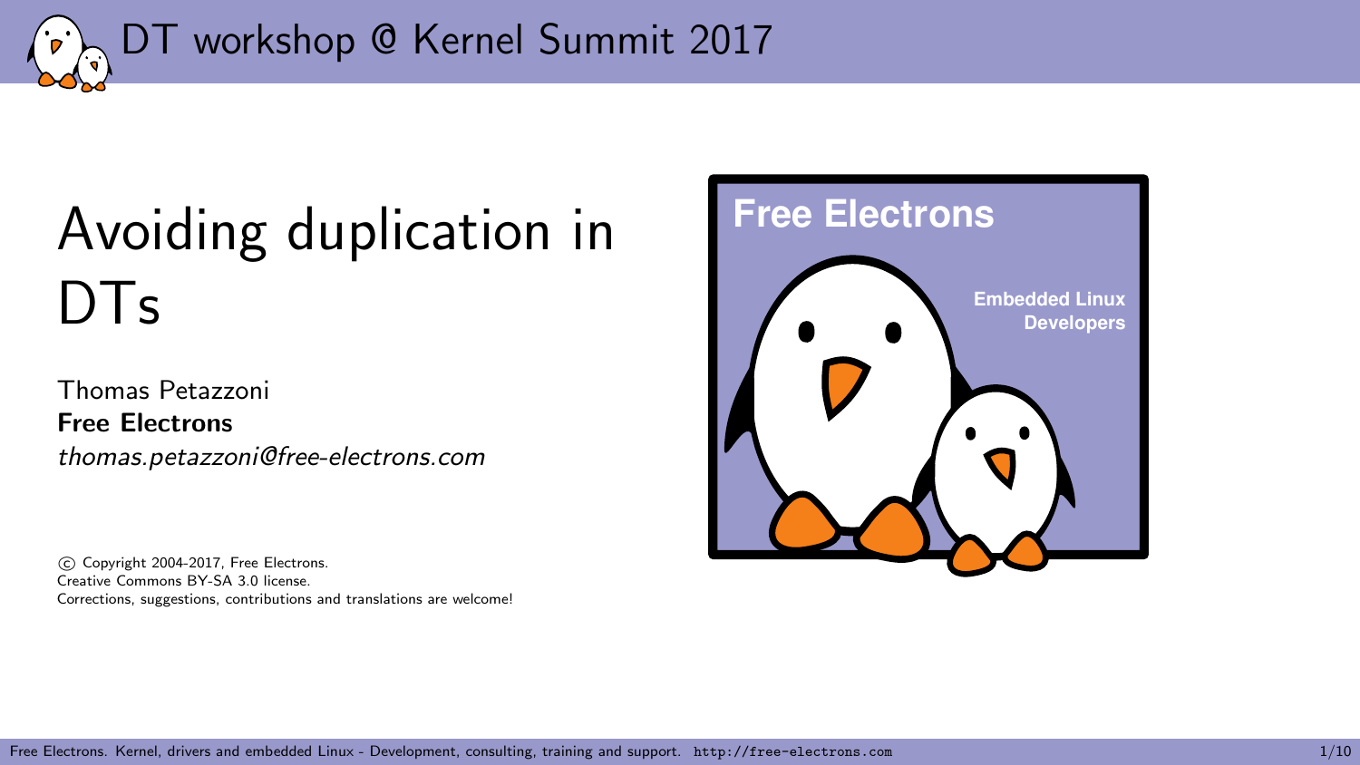# Avoiding duplication in DTs

Thomas Petazzoni
**Free Electrons**
*thomas.petazzoni@free-electrons.com*

© Copyright 2004-2017, Free Electrons.
Creative Commons BY-SA 3.0 license.
Corrections, suggestions, contributions and translations are welcome!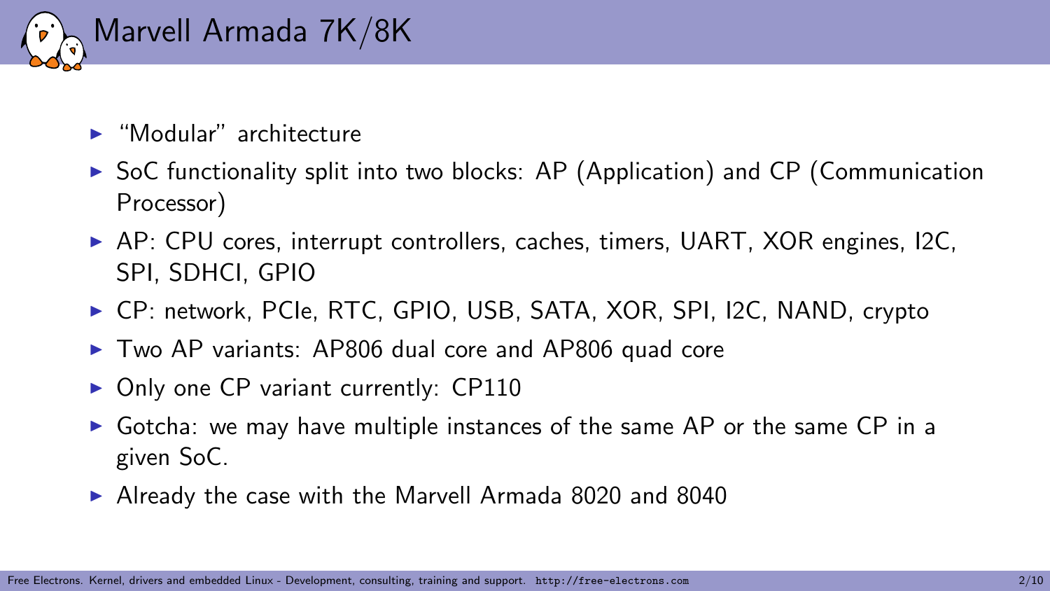# Marvell Armada 7K/8K

- "Modular" architecture
- SoC functionality split into two blocks: AP (Application) and CP (Communication Processor)
- AP: CPU cores, interrupt controllers, caches, timers, UART, XOR engines, I2C, SPI, SDHCI, GPIO
- CP: network, PCIe, RTC, GPIO, USB, SATA, XOR, SPI, I2C, NAND, crypto
- Two AP variants: AP806 dual core and AP806 quad core
- Only one CP variant currently: CP110
- Gotcha: we may have multiple instances of the same AP or the same CP in a given SoC.
- Already the case with the Marvell Armada 8020 and 8040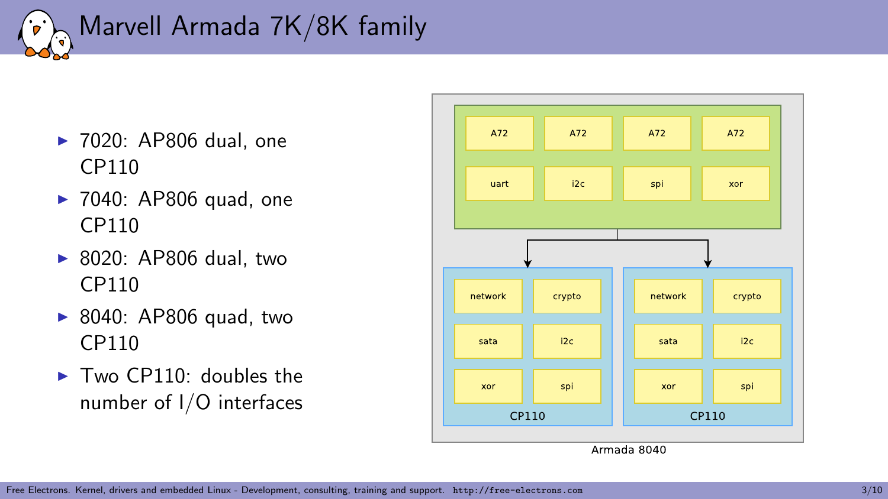# Marvell Armada 7K/8K family

- 7020: AP806 dual, one CP110
- 7040: AP806 quad, one CP110
- 8020: AP806 dual, two CP110
- 8040: AP806 quad, two CP110
- Two CP110: doubles the number of I/O interfaces

Armada 8040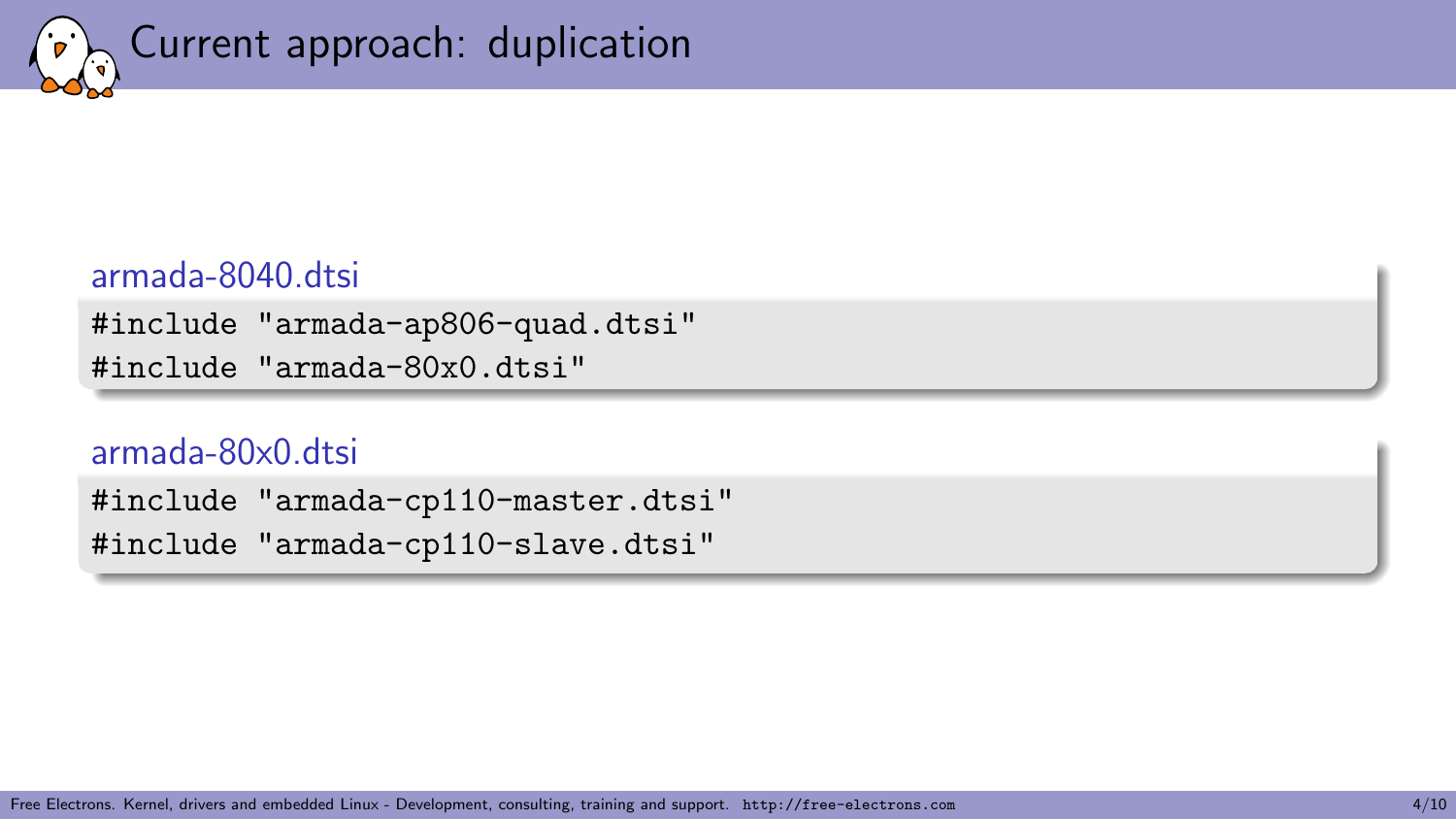# Current approach: duplication

armada-8040.dtsi

```
#include "armada-ap806-quad.dtsi"
#include "armada-80x0.dtsi"
```

armada-80x0.dtsi

```
#include "armada-cp110-master.dtsi"
#include "armada-cp110-slave.dtsi"
```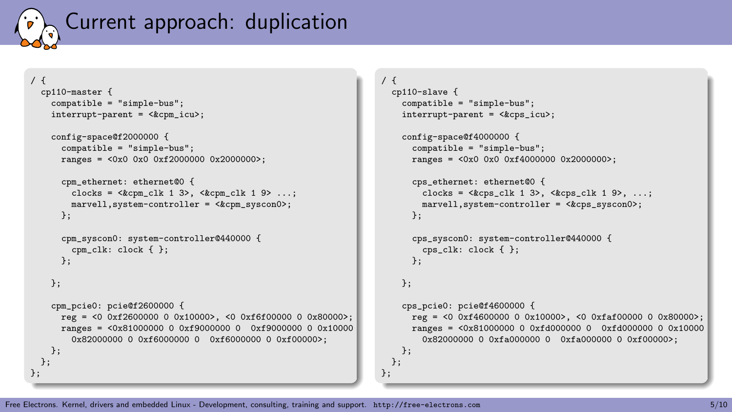# Current approach: duplication

```
/ {
  cp110-master {
    compatible = "simple-bus";
    interrupt-parent = <&cpm_icu>;

    config-space@f2000000 {
      compatible = "simple-bus";
      ranges = <0x0 0x0 0xf2000000 0x2000000>;

      cpm_ethernet: ethernet@0 {
        clocks = <&cpm_clk 1 3>, <&cpm_clk 1 9> ...;
        marvell,system-controller = <&cpm_syscon0>;
      };

      cpm_syscon0: system-controller@440000 {
        cpm_clk: clock { };
      };

    };

    cpm_pcie0: pcie@f2600000 {
      reg = <0 0xf2600000 0 0x10000>, <0 0xf6f00000 0 0x80000>;
      ranges = <0x81000000 0 0xf9000000 0  0xf9000000 0 0x10000
        0x82000000 0 0xf6000000 0  0xf6000000 0 0xf00000>;
    };
  };
};
```

```
/ {
  cp110-slave {
    compatible = "simple-bus";
    interrupt-parent = <&cps_icu>;

    config-space@f4000000 {
      compatible = "simple-bus";
      ranges = <0x0 0x0 0xf4000000 0x2000000>;

      cps_ethernet: ethernet@0 {
        clocks = <&cps_clk 1 3>, <&cps_clk 1 9>, ...;
        marvell,system-controller = <&cps_syscon0>;
      };

      cps_syscon0: system-controller@440000 {
        cps_clk: clock { };
      };

    };

    cps_pcie0: pcie@f4600000 {
      reg = <0 0xf4600000 0 0x10000>, <0 0xfaf00000 0 0x80000>;
      ranges = <0x81000000 0 0xfd000000 0  0xfd000000 0 0x10000
        0x82000000 0 0xfa000000 0  0xfa000000 0 0xf00000>;
    };
  };
};
```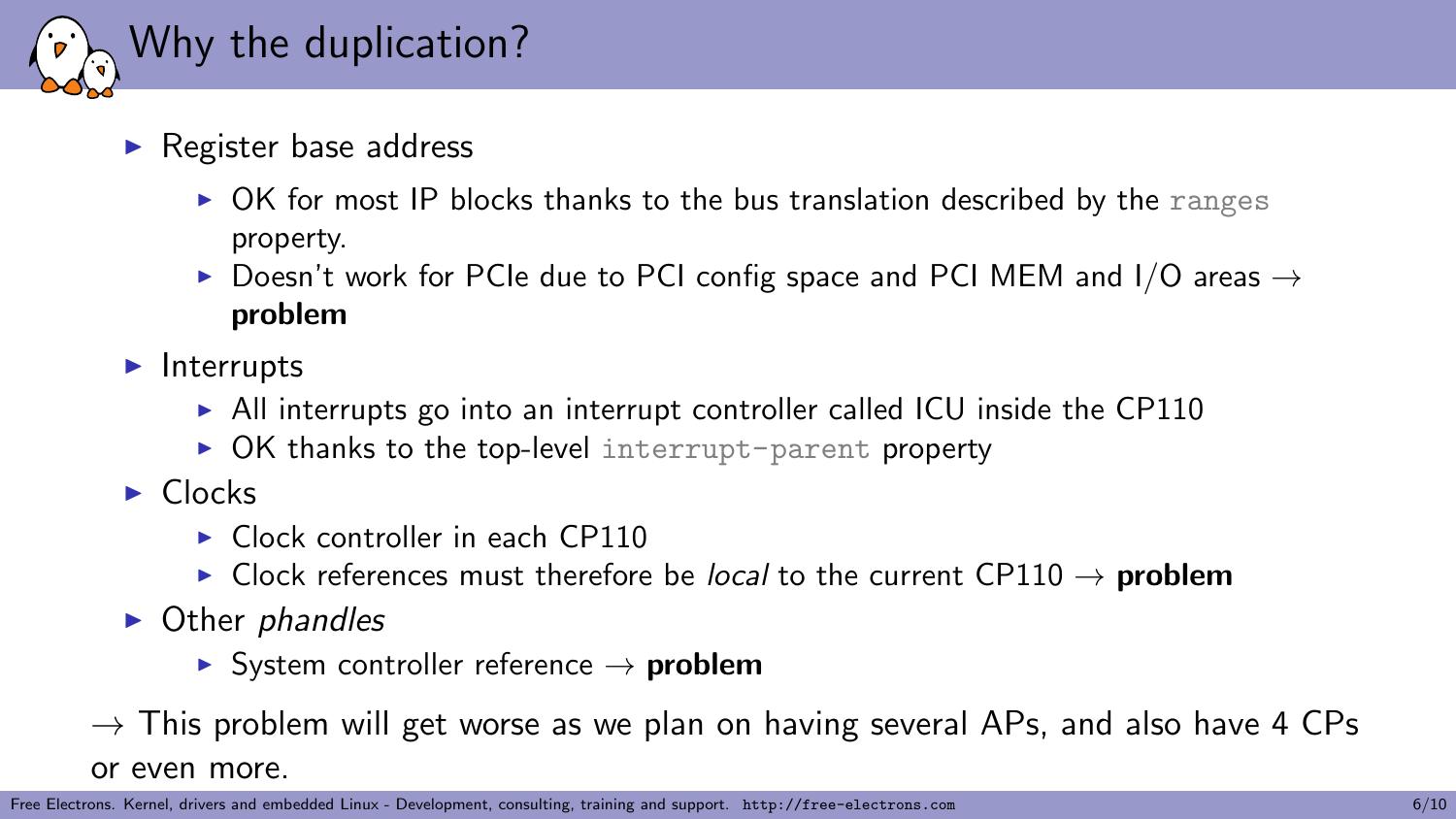# Why the duplication?

- Register base address
  - OK for most IP blocks thanks to the bus translation described by the `ranges` property.
  - Doesn't work for PCIe due to PCI config space and PCI MEM and I/O areas → **problem**
- Interrupts
  - All interrupts go into an interrupt controller called ICU inside the CP110
  - OK thanks to the top-level `interrupt-parent` property
- Clocks
  - Clock controller in each CP110
  - Clock references must therefore be *local* to the current CP110 → **problem**
- Other *phandles*
  - System controller reference → **problem**

→ This problem will get worse as we plan on having several APs, and also have 4 CPs or even more.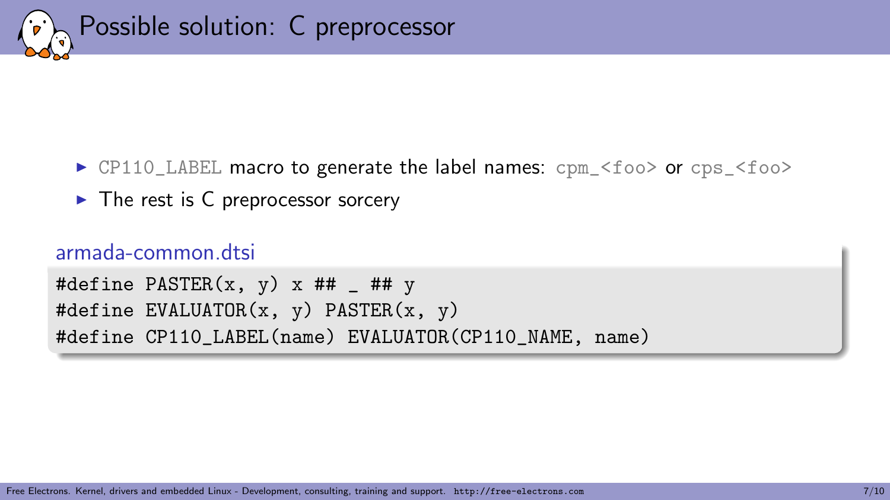# Possible solution: C preprocessor

- `CP110_LABEL` macro to generate the label names: `cpm_<foo>` or `cps_<foo>`
- The rest is C preprocessor sorcery

armada-common.dtsi

```
#define PASTER(x, y) x ## _ ## y
#define EVALUATOR(x, y) PASTER(x, y)
#define CP110_LABEL(name) EVALUATOR(CP110_NAME, name)
```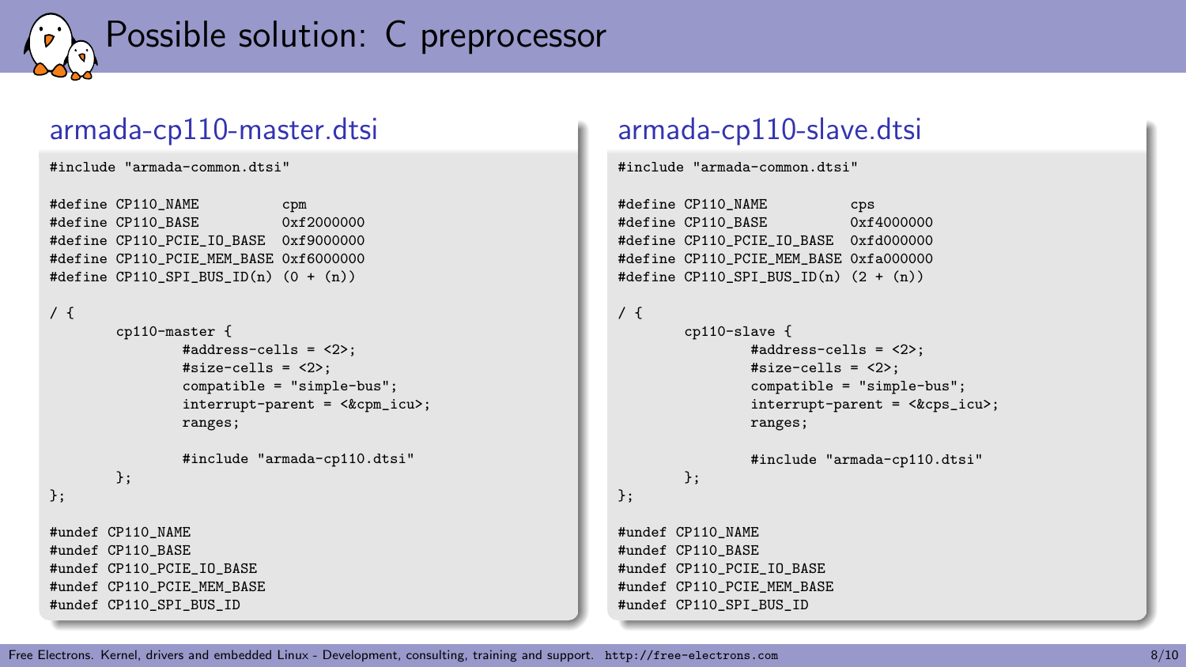# Possible solution: C preprocessor

## armada-cp110-master.dtsi

```
#include "armada-common.dtsi"

#define CP110_NAME          cpm
#define CP110_BASE          0xf2000000
#define CP110_PCIE_IO_BASE  0xf9000000
#define CP110_PCIE_MEM_BASE 0xf6000000
#define CP110_SPI_BUS_ID(n) (0 + (n))

/ {
        cp110-master {
                #address-cells = <2>;
                #size-cells = <2>;
                compatible = "simple-bus";
                interrupt-parent = <&cpm_icu>;
                ranges;

                #include "armada-cp110.dtsi"
        };
};

#undef CP110_NAME
#undef CP110_BASE
#undef CP110_PCIE_IO_BASE
#undef CP110_PCIE_MEM_BASE
#undef CP110_SPI_BUS_ID
```

## armada-cp110-slave.dtsi

```
#include "armada-common.dtsi"

#define CP110_NAME          cps
#define CP110_BASE          0xf4000000
#define CP110_PCIE_IO_BASE  0xfd000000
#define CP110_PCIE_MEM_BASE 0xfa000000
#define CP110_SPI_BUS_ID(n) (2 + (n))

/ {
        cp110-slave {
                #address-cells = <2>;
                #size-cells = <2>;
                compatible = "simple-bus";
                interrupt-parent = <&cps_icu>;
                ranges;

                #include "armada-cp110.dtsi"
        };
};

#undef CP110_NAME
#undef CP110_BASE
#undef CP110_PCIE_IO_BASE
#undef CP110_PCIE_MEM_BASE
#undef CP110_SPI_BUS_ID
```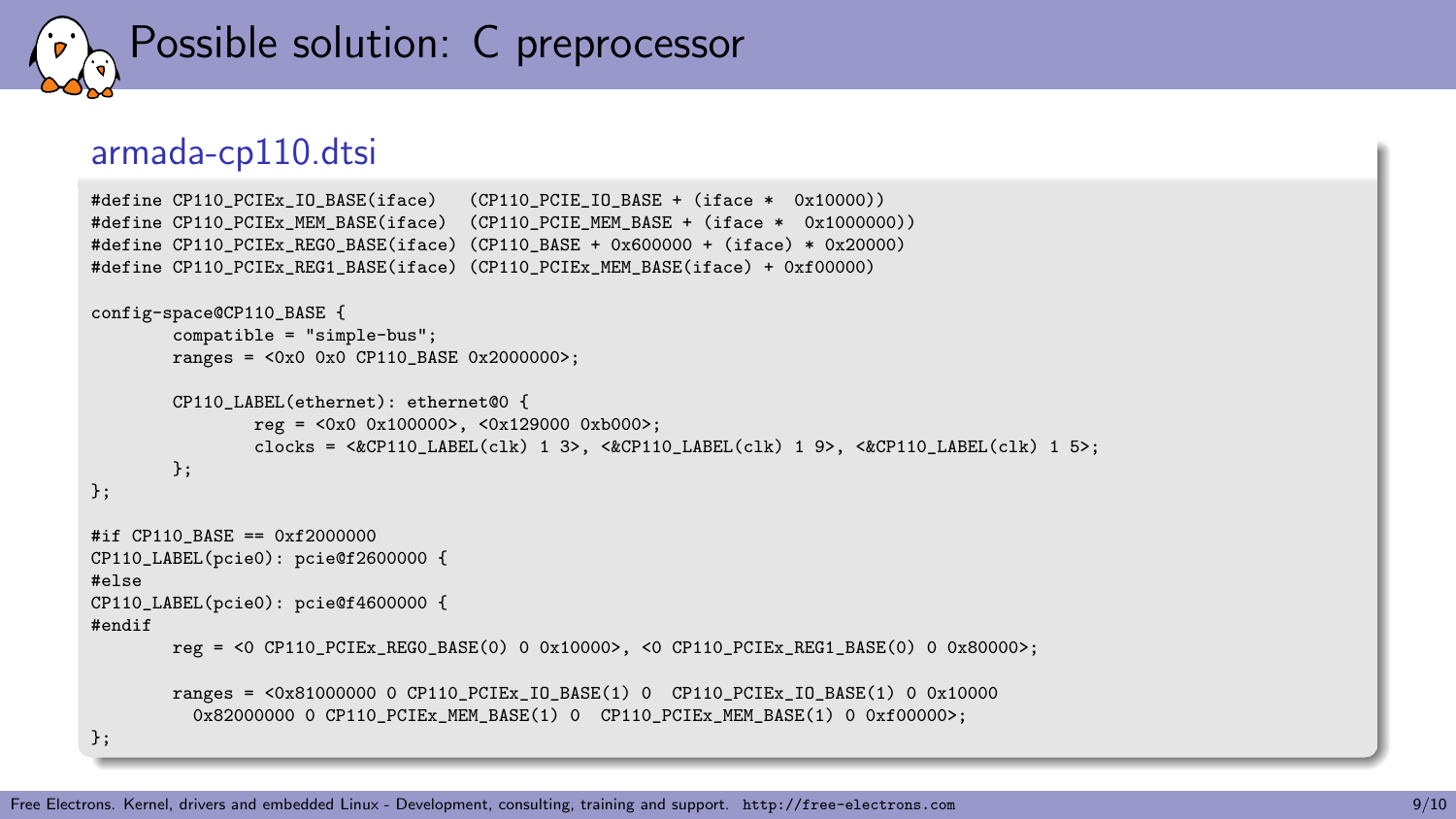# Possible solution: C preprocessor

## armada-cp110.dtsi

```
#define CP110_PCIEx_IO_BASE(iface)   (CP110_PCIE_IO_BASE + (iface *  0x10000))
#define CP110_PCIEx_MEM_BASE(iface)  (CP110_PCIE_MEM_BASE + (iface *  0x1000000))
#define CP110_PCIEx_REG0_BASE(iface) (CP110_BASE + 0x600000 + (iface) * 0x20000)
#define CP110_PCIEx_REG1_BASE(iface) (CP110_PCIEx_MEM_BASE(iface) + 0xf00000)

config-space@CP110_BASE {
        compatible = "simple-bus";
        ranges = <0x0 0x0 CP110_BASE 0x2000000>;

        CP110_LABEL(ethernet): ethernet@0 {
                reg = <0x0 0x100000>, <0x129000 0xb000>;
                clocks = <&CP110_LABEL(clk) 1 3>, <&CP110_LABEL(clk) 1 9>, <&CP110_LABEL(clk) 1 5>;
        };
};

#if CP110_BASE == 0xf2000000
CP110_LABEL(pcie0): pcie@f2600000 {
#else
CP110_LABEL(pcie0): pcie@f4600000 {
#endif
        reg = <0 CP110_PCIEx_REG0_BASE(0) 0 0x10000>, <0 CP110_PCIEx_REG1_BASE(0) 0 0x80000>;

        ranges = <0x81000000 0 CP110_PCIEx_IO_BASE(1) 0  CP110_PCIEx_IO_BASE(1) 0 0x10000
          0x82000000 0 CP110_PCIEx_MEM_BASE(1) 0  CP110_PCIEx_MEM_BASE(1) 0 0xf00000>;
};
```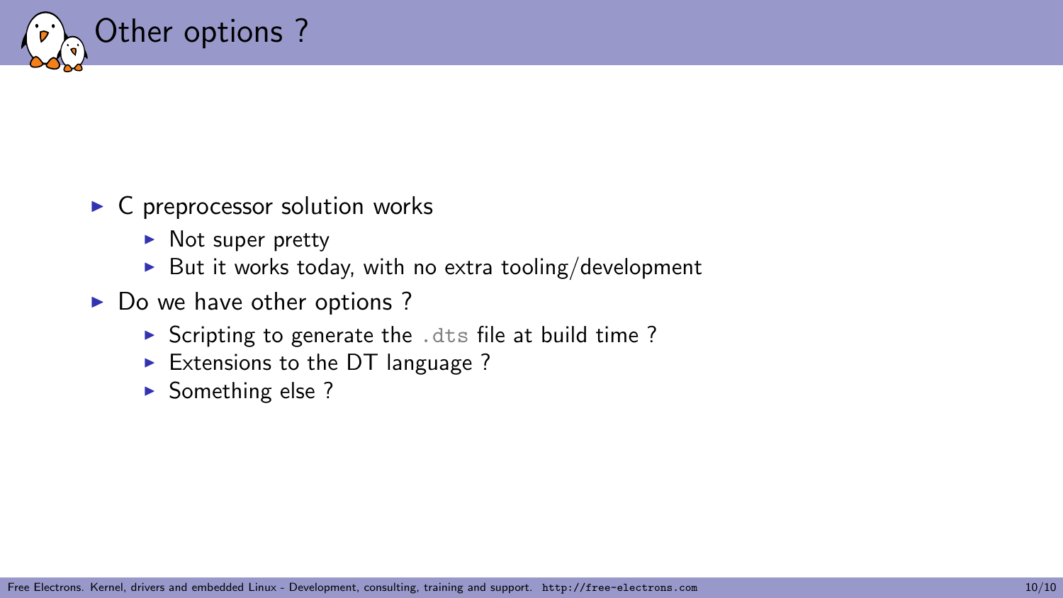# Other options ?

- C preprocessor solution works
  - Not super pretty
  - But it works today, with no extra tooling/development
- Do we have other options ?
  - Scripting to generate the `.dts` file at build time ?
  - Extensions to the DT language ?
  - Something else ?